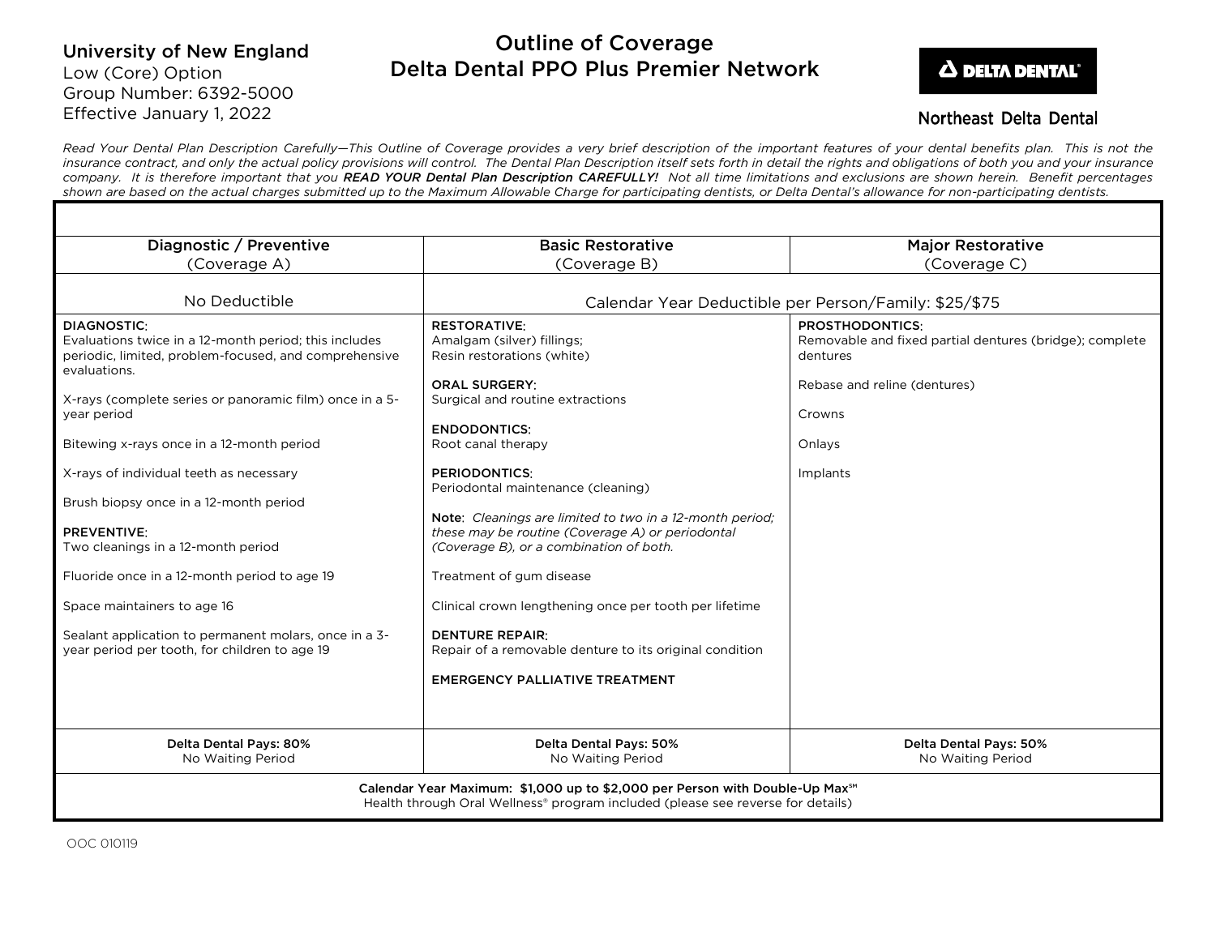University of New England
Low (Core) Option
Group Number: 6392-5000
Effective January 1, 2022

# Outline of Coverage
# Delta Dental PPO Plus Premier Network

Northeast Delta Dental

*Read Your Dental Plan Description Carefully—This Outline of Coverage provides a very brief description of the important features of your dental benefits plan. This is not the insurance contract, and only the actual policy provisions will control. The Dental Plan Description itself sets forth in detail the rights and obligations of both you and your insurance company. It is therefore important that you **READ YOUR Dental Plan Description CAREFULLY!** Not all time limitations and exclusions are shown herein. Benefit percentages shown are based on the actual charges submitted up to the Maximum Allowable Charge for participating dentists, or Delta Dental's allowance for non-participating dentists.*

| Diagnostic / Preventive (Coverage A) | Basic Restorative (Coverage B) | Major Restorative (Coverage C) |
|---|---|---|
| No Deductible | Calendar Year Deductible per Person/Family: $25/$75 | |
| **DIAGNOSTIC**:<br>Evaluations twice in a 12-month period; this includes periodic, limited, problem-focused, and comprehensive evaluations.<br><br>X-rays (complete series or panoramic film) once in a 5-year period<br><br>Bitewing x-rays once in a 12-month period<br><br>X-rays of individual teeth as necessary<br><br>Brush biopsy once in a 12-month period<br><br>**PREVENTIVE**:<br>Two cleanings in a 12-month period<br><br>Fluoride once in a 12-month period to age 19<br><br>Space maintainers to age 16<br><br>Sealant application to permanent molars, once in a 3-year period per tooth, for children to age 19 | **RESTORATIVE**:<br>Amalgam (silver) fillings;<br>Resin restorations (white)<br><br>**ORAL SURGERY**:<br>Surgical and routine extractions<br><br>**ENDODONTICS**:<br>Root canal therapy<br><br>**PERIODONTICS**:<br>Periodontal maintenance (cleaning)<br><br>**Note**: *Cleanings are limited to two in a 12-month period; these may be routine (Coverage A) or periodontal (Coverage B), or a combination of both.*<br><br>Treatment of gum disease<br><br>Clinical crown lengthening once per tooth per lifetime<br><br>**DENTURE REPAIR**:<br>Repair of a removable denture to its original condition<br><br>**EMERGENCY PALLIATIVE TREATMENT** | **PROSTHODONTICS**:<br>Removable and fixed partial dentures (bridge); complete dentures<br><br>Rebase and reline (dentures)<br><br>Crowns<br><br>Onlays<br><br>Implants |
| **Delta Dental Pays: 80%**<br>No Waiting Period | **Delta Dental Pays: 50%**<br>No Waiting Period | **Delta Dental Pays: 50%**<br>No Waiting Period |
| **Calendar Year Maximum: $1,000 up to $2,000 per Person with Double-Up Max℠**<br>Health through Oral Wellness® program included (please see reverse for details) | | |

OOC 010119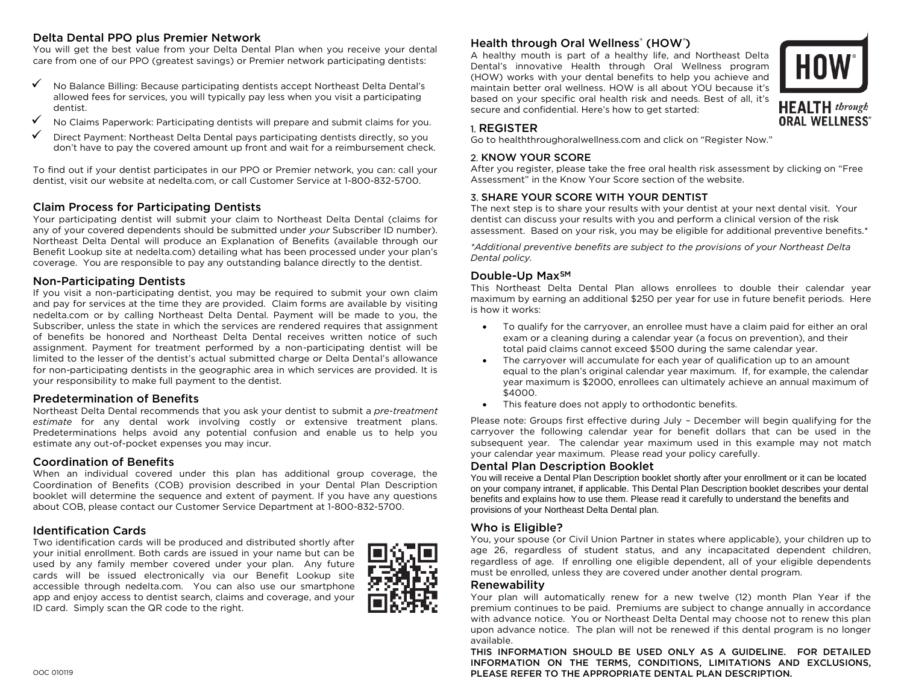## Delta Dental PPO plus Premier Network

You will get the best value from your Delta Dental Plan when you receive your dental care from one of our PPO (greatest savings) or Premier network participating dentists:

- ✓ No Balance Billing: Because participating dentists accept Northeast Delta Dental's allowed fees for services, you will typically pay less when you visit a participating dentist.
- ✓ No Claims Paperwork: Participating dentists will prepare and submit claims for you.
- ✓ Direct Payment: Northeast Delta Dental pays participating dentists directly, so you don't have to pay the covered amount up front and wait for a reimbursement check.

To find out if your dentist participates in our PPO or Premier network, you can: call your dentist, visit our website at nedelta.com, or call Customer Service at 1-800-832-5700.

## Claim Process for Participating Dentists

Your participating dentist will submit your claim to Northeast Delta Dental (claims for any of your covered dependents should be submitted under *your* Subscriber ID number). Northeast Delta Dental will produce an Explanation of Benefits (available through our Benefit Lookup site at nedelta.com) detailing what has been processed under your plan's coverage. You are responsible to pay any outstanding balance directly to the dentist.

## Non-Participating Dentists

If you visit a non-participating dentist, you may be required to submit your own claim and pay for services at the time they are provided. Claim forms are available by visiting nedelta.com or by calling Northeast Delta Dental. Payment will be made to you, the Subscriber, unless the state in which the services are rendered requires that assignment of benefits be honored and Northeast Delta Dental receives written notice of such assignment. Payment for treatment performed by a non-participating dentist will be limited to the lesser of the dentist's actual submitted charge or Delta Dental's allowance for non-participating dentists in the geographic area in which services are provided. It is your responsibility to make full payment to the dentist.

## Predetermination of Benefits

Northeast Delta Dental recommends that you ask your dentist to submit a *pre-treatment estimate* for any dental work involving costly or extensive treatment plans. Predeterminations helps avoid any potential confusion and enable us to help you estimate any out-of-pocket expenses you may incur.

## Coordination of Benefits

When an individual covered under this plan has additional group coverage, the Coordination of Benefits (COB) provision described in your Dental Plan Description booklet will determine the sequence and extent of payment. If you have any questions about COB, please contact our Customer Service Department at 1-800-832-5700.

## Identification Cards

Two identification cards will be produced and distributed shortly after your initial enrollment. Both cards are issued in your name but can be used by any family member covered under your plan. Any future cards will be issued electronically via our Benefit Lookup site accessible through nedelta.com. You can also use our smartphone app and enjoy access to dentist search, claims and coverage, and your ID card. Simply scan the QR code to the right.

OOC 010119

## Health through Oral Wellness® (HOW®)

A healthy mouth is part of a healthy life, and Northeast Delta Dental's innovative Health through Oral Wellness program (HOW) works with your dental benefits to help you achieve and maintain better oral wellness. HOW is all about YOU because it's based on your specific oral health risk and needs. Best of all, it's secure and confidential. Here's how to get started:

HOW® HEALTH through ORAL WELLNESS®

### 1. REGISTER

Go to healththroughoralwellness.com and click on "Register Now."

### 2. KNOW YOUR SCORE

After you register, please take the free oral health risk assessment by clicking on "Free Assessment" in the Know Your Score section of the website.

### 3. SHARE YOUR SCORE WITH YOUR DENTIST

The next step is to share your results with your dentist at your next dental visit. Your dentist can discuss your results with you and perform a clinical version of the risk assessment. Based on your risk, you may be eligible for additional preventive benefits.*

*\*Additional preventive benefits are subject to the provisions of your Northeast Delta Dental policy.*

## Double-Up Max℠

This Northeast Delta Dental Plan allows enrollees to double their calendar year maximum by earning an additional $250 per year for use in future benefit periods. Here is how it works:

- To qualify for the carryover, an enrollee must have a claim paid for either an oral exam or a cleaning during a calendar year (a focus on prevention), and their total paid claims cannot exceed $500 during the same calendar year.
- The carryover will accumulate for each year of qualification up to an amount equal to the plan's original calendar year maximum. If, for example, the calendar year maximum is $2000, enrollees can ultimately achieve an annual maximum of $4000.
- This feature does not apply to orthodontic benefits.

Please note: Groups first effective during July – December will begin qualifying for the carryover the following calendar year for benefit dollars that can be used in the subsequent year. The calendar year maximum used in this example may not match your calendar year maximum. Please read your policy carefully.

## Dental Plan Description Booklet

You will receive a Dental Plan Description booklet shortly after your enrollment or it can be located on your company intranet, if applicable. This Dental Plan Description booklet describes your dental benefits and explains how to use them. Please read it carefully to understand the benefits and provisions of your Northeast Delta Dental plan.

## Who is Eligible?

You, your spouse (or Civil Union Partner in states where applicable), your children up to age 26, regardless of student status, and any incapacitated dependent children, regardless of age. If enrolling one eligible dependent, all of your eligible dependents must be enrolled, unless they are covered under another dental program.

## Renewability

Your plan will automatically renew for a new twelve (12) month Plan Year if the premium continues to be paid. Premiums are subject to change annually in accordance with advance notice. You or Northeast Delta Dental may choose not to renew this plan upon advance notice. The plan will not be renewed if this dental program is no longer available.

**THIS INFORMATION SHOULD BE USED ONLY AS A GUIDELINE. FOR DETAILED INFORMATION ON THE TERMS, CONDITIONS, LIMITATIONS AND EXCLUSIONS, PLEASE REFER TO THE APPROPRIATE DENTAL PLAN DESCRIPTION.**